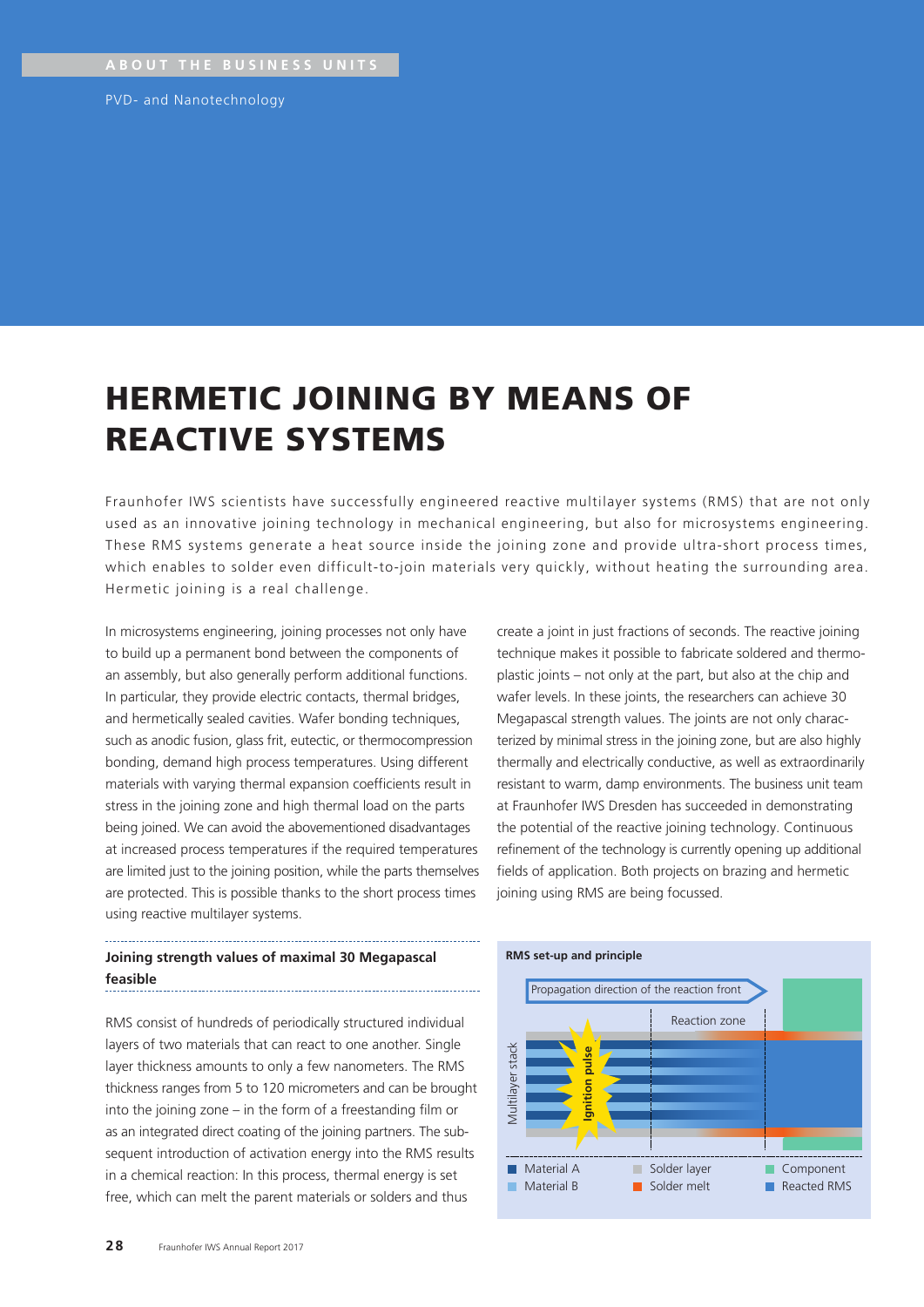ABOUT THE BUSINESS UNITS

PVD- and Nanotechnology

# HERMETIC JOINING BY MEANS OF REACTIVE SYSTEMS

Fraunhofer IWS scientists have successfully engineered reactive multilayer systems (RMS) that are not only used as an innovative joining technology in mechanical engineering, but also for microsystems engineering. These RMS systems generate a heat source inside the joining zone and provide ultra-short process times, which enables to solder even difficult-to-join materials very quickly, without heating the surrounding area. Hermetic joining is a real challenge.

In microsystems engineering, joining processes not only have to build up a permanent bond between the components of an assembly, but also generally perform additional functions. In particular, they provide electric contacts, thermal bridges, and hermetically sealed cavities. Wafer bonding techniques, such as anodic fusion, glass frit, eutectic, or thermocompression bonding, demand high process temperatures. Using different materials with varying thermal expansion coefficients result in stress in the joining zone and high thermal load on the parts being joined. We can avoid the abovementioned disadvantages at increased process temperatures if the required temperatures are limited just to the joining position, while the parts themselves are protected. This is possible thanks to the short process times using reactive multilayer systems.

### Joining strength values of maximal 30 Megapascal feasible

RMS consist of hundreds of periodically structured individual layers of two materials that can react to one another. Single layer thickness amounts to only a few nanometers. The RMS thickness ranges from 5 to 120 micrometers and can be brought into the joining zone – in the form of a freestanding film or as an integrated direct coating of the joining partners. The subsequent introduction of activation energy into the RMS results in a chemical reaction: In this process, thermal energy is set free, which can melt the parent materials or solders and thus create a joint in just fractions of seconds. The reactive joining technique makes it possible to fabricate soldered and thermoplastic joints – not only at the part, but also at the chip and wafer levels. In these joints, the researchers can achieve 30 Megapascal strength values. The joints are not only characterized by minimal stress in the joining zone, but are also highly thermally and electrically conductive, as well as extraordinarily resistant to warm, damp environments. The business unit team at Fraunhofer IWS Dresden has succeeded in demonstrating the potential of the reactive joining technology. Continuous refinement of the technology is currently opening up additional fields of application. Both projects on brazing and hermetic joining using RMS are being focussed.

**RMS set-up and principle**

Propagation direction of the reaction front

Reaction zone

Multilayer stack

Ignition pulse

Material A, Material B, Solder layer, Solder melt, Component, Reacted RMS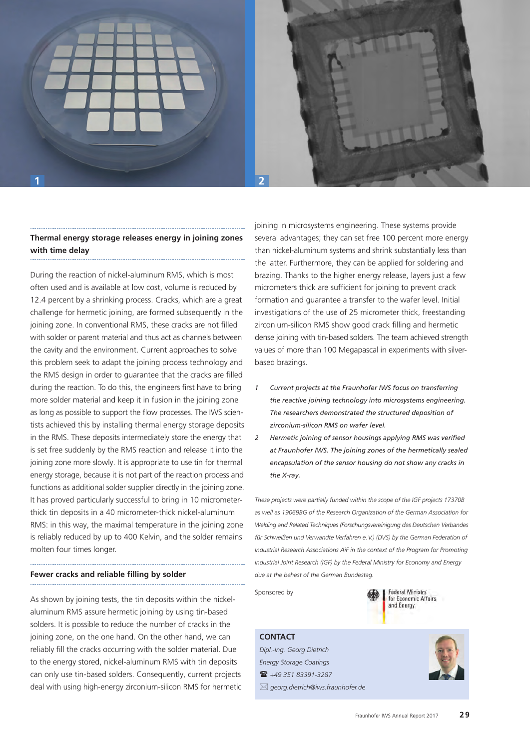### Thermal energy storage releases energy in joining zones with time delay

During the reaction of nickel-aluminum RMS, which is most often used and is available at low cost, volume is reduced by 12.4 percent by a shrinking process. Cracks, which are a great challenge for hermetic joining, are formed subsequently in the joining zone. In conventional RMS, these cracks are not filled with solder or parent material and thus act as channels between the cavity and the environment. Current approaches to solve this problem seek to adapt the joining process technology and the RMS design in order to guarantee that the cracks are filled during the reaction. To do this, the engineers first have to bring more solder material and keep it in fusion in the joining zone as long as possible to support the flow processes. The IWS scientists achieved this by installing thermal energy storage deposits in the RMS. These deposits intermediately store the energy that is set free suddenly by the RMS reaction and release it into the joining zone more slowly. It is appropriate to use tin for thermal energy storage, because it is not part of the reaction process and functions as additional solder supplier directly in the joining zone. It has proved particularly successful to bring in 10 micrometer-thick tin deposits in a 40 micrometer-thick nickel-aluminum RMS: in this way, the maximal temperature in the joining zone is reliably reduced by up to 400 Kelvin, and the solder remains molten four times longer.

### Fewer cracks and reliable filling by solder

As shown by joining tests, the tin deposits within the nickel-aluminum RMS assure hermetic joining by using tin-based solders. It is possible to reduce the number of cracks in the joining zone, on the one hand. On the other hand, we can reliably fill the cracks occurring with the solder material. Due to the energy stored, nickel-aluminum RMS with tin deposits can only use tin-based solders. Consequently, current projects deal with using high-energy zirconium-silicon RMS for hermetic joining in microsystems engineering. These systems provide several advantages; they can set free 100 percent more energy than nickel-aluminum systems and shrink substantially less than the latter. Furthermore, they can be applied for soldering and brazing. Thanks to the higher energy release, layers just a few micrometers thick are sufficient for joining to prevent crack formation and guarantee a transfer to the wafer level. Initial investigations of the use of 25 micrometer thick, freestanding zirconium-silicon RMS show good crack filling and hermetic dense joining with tin-based solders. The team achieved strength values of more than 100 Megapascal in experiments with silver-based brazings.

1 *Current projects at the Fraunhofer IWS focus on transferring the reactive joining technology into microsystems engineering. The researchers demonstrated the structured deposition of zirconium-silicon RMS on wafer level.*

2 *Hermetic joining of sensor housings applying RMS was verified at Fraunhofer IWS. The joining zones of the hermetically sealed encapsulation of the sensor housing do not show any cracks in the X-ray.*

*These projects were partially funded within the scope of the IGF projects 17370B as well as 19069BG of the Research Organization of the German Association for Welding and Related Techniques (Forschungsvereinigung des Deutschen Verbandes für Schweißen und Verwandte Verfahren e. V.) (DVS) by the German Federation of Industrial Research Associations AiF in the context of the Program for Promoting Industrial Joint Research (IGF) by the Federal Ministry for Economy and Energy due at the behest of the German Bundestag.*

Sponsored by

Federal Ministry for Economic Affairs and Energy

**CONTACT**

*Dipl.-Ing. Georg Dietrich*
*Energy Storage Coatings*
☎ *+49 351 83391-3287*
✉ *georg.dietrich@iws.fraunhofer.de*